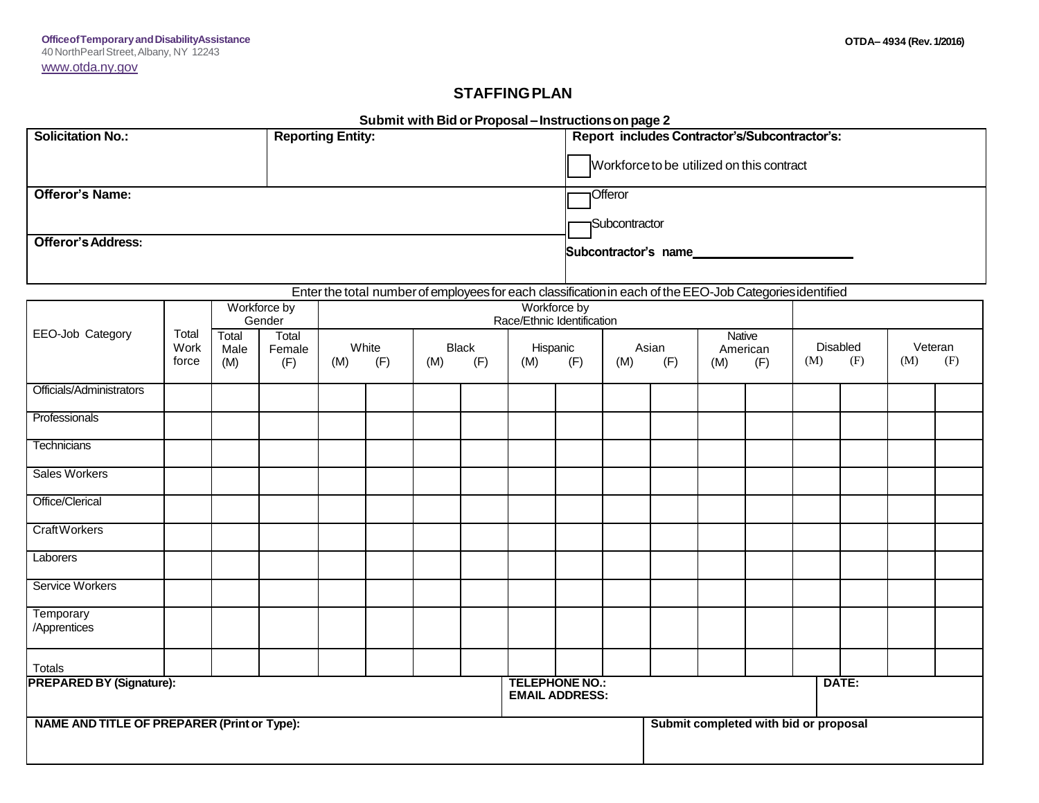**Office of Temporary and Disability Assistance**
40 North Pearl Street, Albany, NY 12243
www.otda.ny.gov

OTDA– 4934 (Rev. 1/2016)

# STAFFING PLAN

**Submit with Bid or Proposal – Instructions on page 2**

| **Solicitation No.:** | **Reporting Entity:** | **Report includes Contractor's/Subcontractor's:** |
|---|---|---|
| | | ☐ Workforce to be utilized on this contract |
| **Offeror's Name:** | | ☐ Offeror |
| | | ☐ Subcontractor |
| **Offeror's Address:** | | **Subcontractor's name**\_\_\_\_\_\_\_\_\_\_\_\_\_\_\_\_\_\_\_\_ |

Enter the total number of employees for each classification in each of the EEO-Job Categories identified

| EEO-Job Category | Total Work force | Workforce by Gender | | Workforce by Race/Ethnic Identification | | | | | | | | | | | | | |
|---|---|---|---|---|---|---|---|---|---|---|---|---|---|---|---|---|---|
| | | Total Male (M) | Total Female (F) | White | | Black | | Hispanic | | Asian | | Native American | | Disabled | | Veteran | |
| | | | | (M) | (F) | (M) | (F) | (M) | (F) | (M) | (F) | (M) | (F) | (M) | (F) | (M) | (F) |
| Officials/Administrators | | | | | | | | | | | | | | | | | |
| Professionals | | | | | | | | | | | | | | | | | |
| Technicians | | | | | | | | | | | | | | | | | |
| Sales Workers | | | | | | | | | | | | | | | | | |
| Office/Clerical | | | | | | | | | | | | | | | | | |
| Craft Workers | | | | | | | | | | | | | | | | | |
| Laborers | | | | | | | | | | | | | | | | | |
| Service Workers | | | | | | | | | | | | | | | | | |
| Temporary /Apprentices | | | | | | | | | | | | | | | | | |
| Totals | | | | | | | | | | | | | | | | | |

| **PREPARED BY (Signature):** | **TELEPHONE NO.:**<br>**EMAIL ADDRESS:** | **DATE:** |
|---|---|---|
| **NAME AND TITLE OF PREPARER (Print or Type):** | **Submit completed with bid or proposal** | |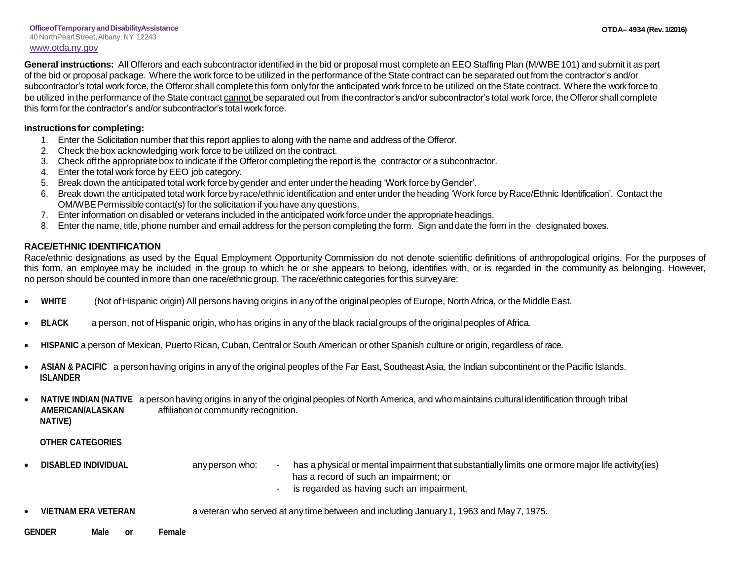**Office of Temporary and Disability Assistance**
40 North Pearl Street, Albany, NY 12243
www.otda.ny.gov

OTDA– 4934 (Rev. 1/2016)

**General instructions:** All Offerors and each subcontractor identified in the bid or proposal must complete an EEO Staffing Plan (M/WBE 101) and submit it as part of the bid or proposal package. Where the work force to be utilized in the performance of the State contract can be separated out from the contractor's and/or subcontractor's total work force, the Offeror shall complete this form only for the anticipated work force to be utilized on the State contract. Where the work force to be utilized in the performance of the State contract cannot be separated out from the contractor's and/or subcontractor's total work force, the Offeror shall complete this form for the contractor's and/or subcontractor's total work force.

**Instructions for completing:**

1. Enter the Solicitation number that this report applies to along with the name and address of the Offeror.
2. Check the box acknowledging work force to be utilized on the contract.
3. Check off the appropriate box to indicate if the Offeror completing the report is the contractor or a subcontractor.
4. Enter the total work force by EEO job category.
5. Break down the anticipated total work force by gender and enter under the heading 'Work force by Gender'.
6. Break down the anticipated total work force by race/ethnic identification and enter under the heading 'Work force by Race/Ethnic Identification'. Contact the OM/WBE Permissible contact(s) for the solicitation if you have any questions.
7. Enter information on disabled or veterans included in the anticipated work force under the appropriate headings.
8. Enter the name, title, phone number and email address for the person completing the form. Sign and date the form in the designated boxes.

**RACE/ETHNIC IDENTIFICATION**

Race/ethnic designations as used by the Equal Employment Opportunity Commission do not denote scientific definitions of anthropological origins. For the purposes of this form, an employee may be included in the group to which he or she appears to belong, identifies with, or is regarded in the community as belonging. However, no person should be counted in more than one race/ethnic group. The race/ethnic categories for this survey are:

- **WHITE** (Not of Hispanic origin) All persons having origins in any of the original peoples of Europe, North Africa, or the Middle East.
- **BLACK** a person, not of Hispanic origin, who has origins in any of the black racial groups of the original peoples of Africa.
- **HISPANIC** a person of Mexican, Puerto Rican, Cuban, Central or South American or other Spanish culture or origin, regardless of race.
- **ASIAN & PACIFIC ISLANDER** a person having origins in any of the original peoples of the Far East, Southeast Asia, the Indian subcontinent or the Pacific Islands.
- **NATIVE INDIAN (NATIVE AMERICAN/ALASKAN NATIVE)** a person having origins in any of the original peoples of North America, and who maintains cultural identification through tribal affiliation or community recognition.

**OTHER CATEGORIES**

- **DISABLED INDIVIDUAL** any person who:
  - has a physical or mental impairment that substantially limits one or more major life activity(ies) has a record of such an impairment; or
  - is regarded as having such an impairment.
- **VIETNAM ERA VETERAN** a veteran who served at any time between and including January 1, 1963 and May 7, 1975.

**GENDER** **Male** **or** **Female**